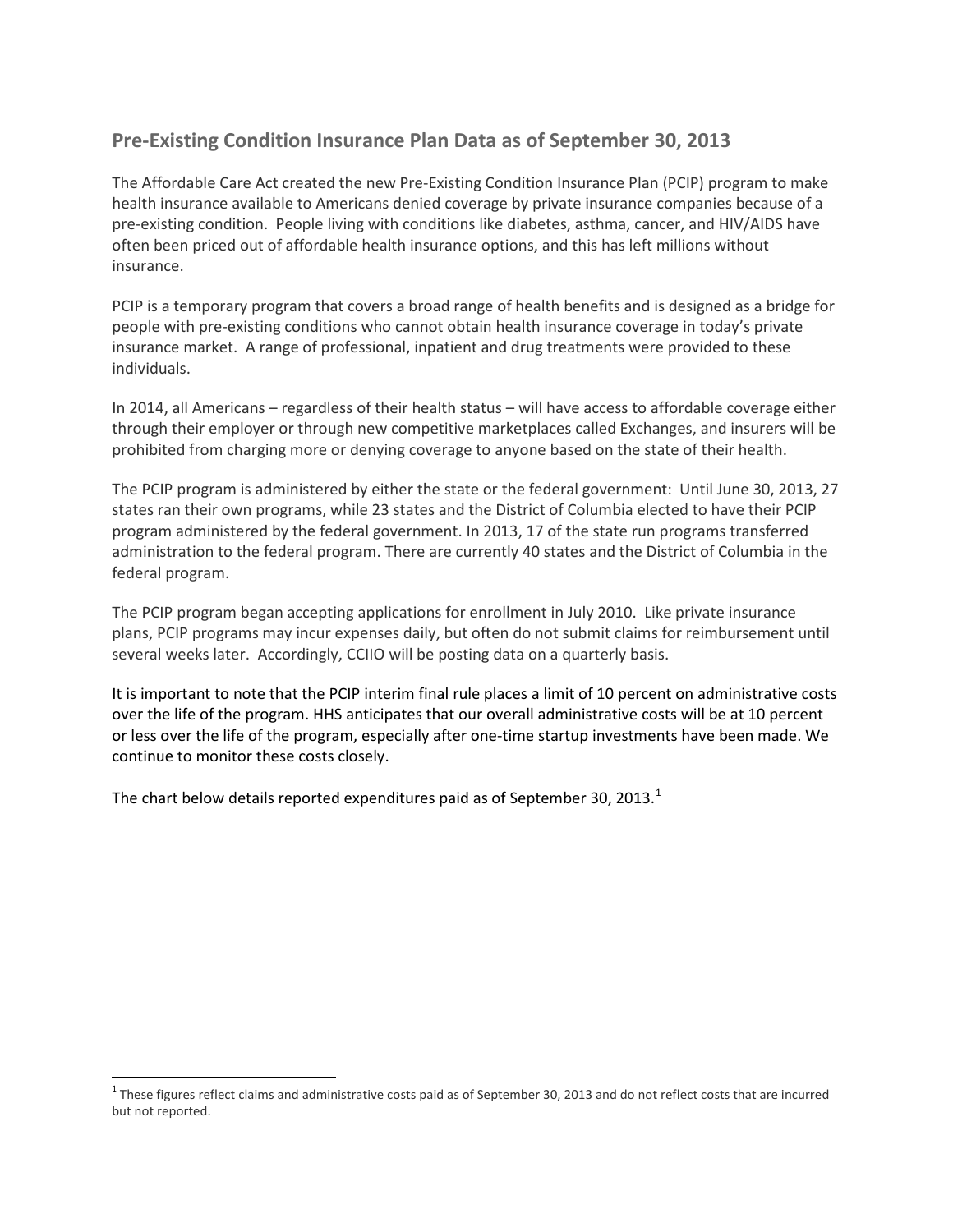## Pre-Existing Condition Insurance Plan Data as of September 30, 2013

The Affordable Care Act created the new Pre-Existing Condition Insurance Plan (PCIP) program to make health insurance available to Americans denied coverage by private insurance companies because of a pre-existing condition. People living with conditions like diabetes, asthma, cancer, and HIV/AIDS have often been priced out of affordable health insurance options, and this has left millions without insurance.

PCIP is a temporary program that covers a broad range of health benefits and is designed as a bridge for people with pre-existing conditions who cannot obtain health insurance coverage in today's private insurance market. A range of professional, inpatient and drug treatments were provided to these individuals.

In 2014, all Americans – regardless of their health status – will have access to affordable coverage either through their employer or through new competitive marketplaces called Exchanges, and insurers will be prohibited from charging more or denying coverage to anyone based on the state of their health.

The PCIP program is administered by either the state or the federal government: Until June 30, 2013, 27 states ran their own programs, while 23 states and the District of Columbia elected to have their PCIP program administered by the federal government. In 2013, 17 of the state run programs transferred administration to the federal program. There are currently 40 states and the District of Columbia in the federal program.

The PCIP program began accepting applications for enrollment in July 2010. Like private insurance plans, PCIP programs may incur expenses daily, but often do not submit claims for reimbursement until several weeks later. Accordingly, CCIIO will be posting data on a quarterly basis.

It is important to note that the PCIP interim final rule places a limit of 10 percent on administrative costs over the life of the program. HHS anticipates that our overall administrative costs will be at 10 percent or less over the life of the program, especially after one-time startup investments have been made. We continue to monitor these costs closely.

The chart below details reported expenditures paid as of September 30, 2013.[1]

[1] These figures reflect claims and administrative costs paid as of September 30, 2013 and do not reflect costs that are incurred but not reported.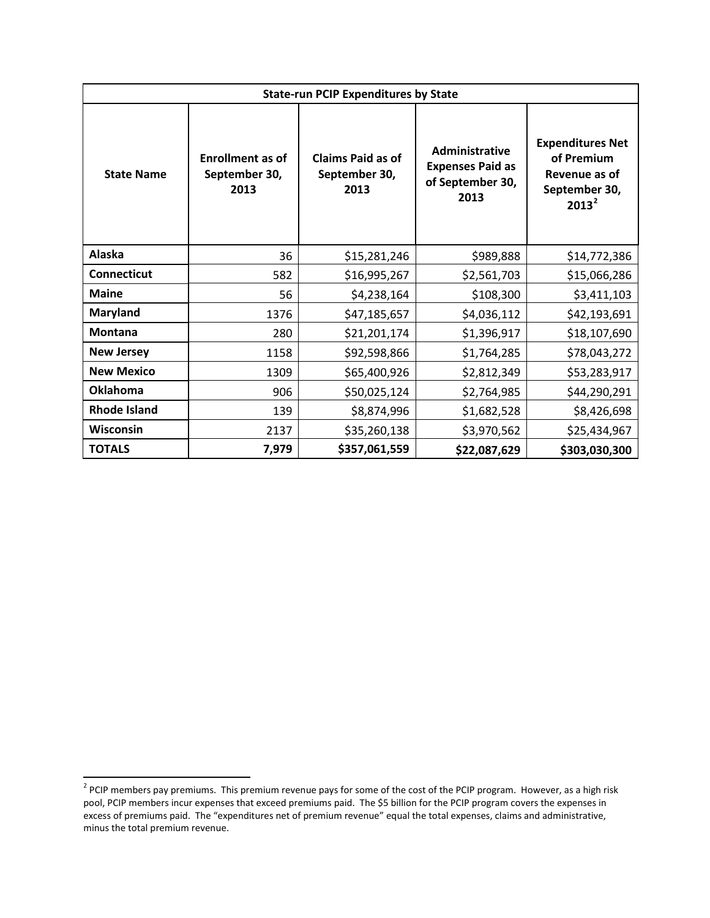| State-run PCIP Expenditures by State | | | | |
|---|---|---|---|---|
| **State Name** | **Enrollment as of September 30, 2013** | **Claims Paid as of September 30, 2013** | **Administrative Expenses Paid as of September 30, 2013** | **Expenditures Net of Premium Revenue as of September 30, 2013**[2] |
| **Alaska** | 36 | $15,281,246 | $989,888 | $14,772,386 |
| **Connecticut** | 582 | $16,995,267 | $2,561,703 | $15,066,286 |
| **Maine** | 56 | $4,238,164 | $108,300 | $3,411,103 |
| **Maryland** | 1376 | $47,185,657 | $4,036,112 | $42,193,691 |
| **Montana** | 280 | $21,201,174 | $1,396,917 | $18,107,690 |
| **New Jersey** | 1158 | $92,598,866 | $1,764,285 | $78,043,272 |
| **New Mexico** | 1309 | $65,400,926 | $2,812,349 | $53,283,917 |
| **Oklahoma** | 906 | $50,025,124 | $2,764,985 | $44,290,291 |
| **Rhode Island** | 139 | $8,874,996 | $1,682,528 | $8,426,698 |
| **Wisconsin** | 2137 | $35,260,138 | $3,970,562 | $25,434,967 |
| **TOTALS** | **7,979** | **$357,061,559** | **$22,087,629** | **$303,030,300** |

[2] PCIP members pay premiums. This premium revenue pays for some of the cost of the PCIP program. However, as a high risk pool, PCIP members incur expenses that exceed premiums paid. The $5 billion for the PCIP program covers the expenses in excess of premiums paid. The "expenditures net of premium revenue" equal the total expenses, claims and administrative, minus the total premium revenue.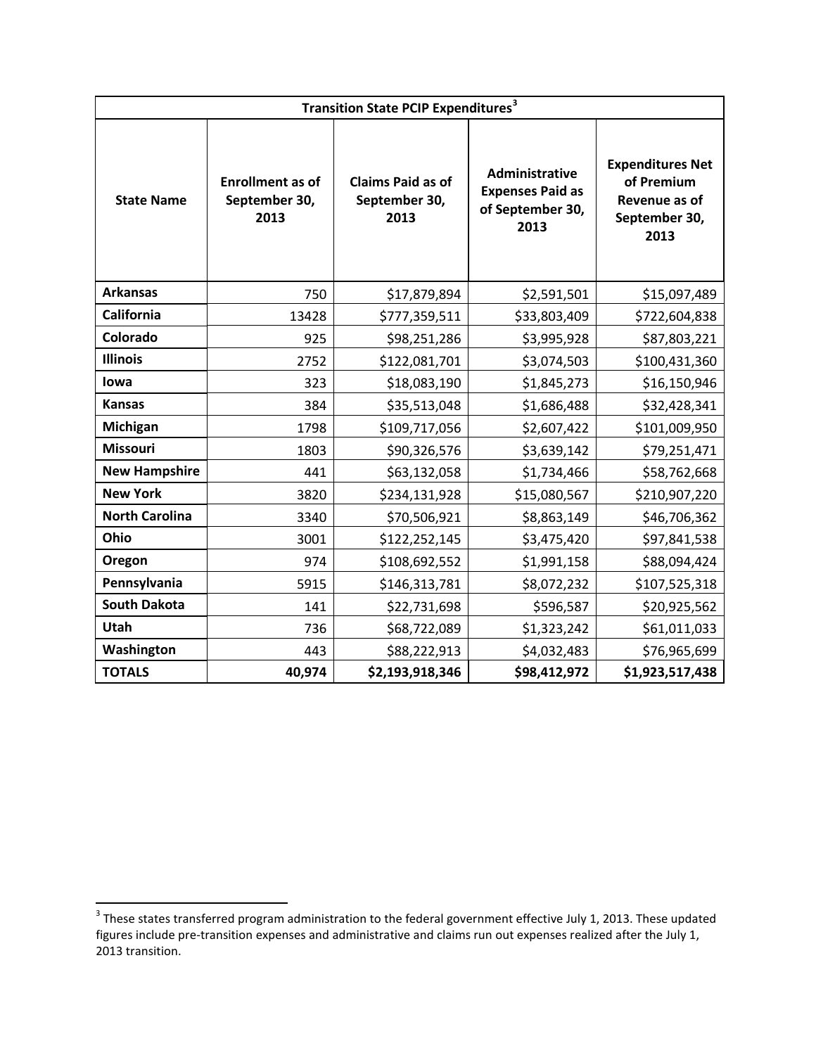| Transition State PCIP Expenditures[3] | | | | |
|---|---|---|---|---|
| **State Name** | **Enrollment as of September 30, 2013** | **Claims Paid as of September 30, 2013** | **Administrative Expenses Paid as of September 30, 2013** | **Expenditures Net of Premium Revenue as of September 30, 2013** |
| **Arkansas** | 750 | $17,879,894 | $2,591,501 | $15,097,489 |
| **California** | 13428 | $777,359,511 | $33,803,409 | $722,604,838 |
| **Colorado** | 925 | $98,251,286 | $3,995,928 | $87,803,221 |
| **Illinois** | 2752 | $122,081,701 | $3,074,503 | $100,431,360 |
| **Iowa** | 323 | $18,083,190 | $1,845,273 | $16,150,946 |
| **Kansas** | 384 | $35,513,048 | $1,686,488 | $32,428,341 |
| **Michigan** | 1798 | $109,717,056 | $2,607,422 | $101,009,950 |
| **Missouri** | 1803 | $90,326,576 | $3,639,142 | $79,251,471 |
| **New Hampshire** | 441 | $63,132,058 | $1,734,466 | $58,762,668 |
| **New York** | 3820 | $234,131,928 | $15,080,567 | $210,907,220 |
| **North Carolina** | 3340 | $70,506,921 | $8,863,149 | $46,706,362 |
| **Ohio** | 3001 | $122,252,145 | $3,475,420 | $97,841,538 |
| **Oregon** | 974 | $108,692,552 | $1,991,158 | $88,094,424 |
| **Pennsylvania** | 5915 | $146,313,781 | $8,072,232 | $107,525,318 |
| **South Dakota** | 141 | $22,731,698 | $596,587 | $20,925,562 |
| **Utah** | 736 | $68,722,089 | $1,323,242 | $61,011,033 |
| **Washington** | 443 | $88,222,913 | $4,032,483 | $76,965,699 |
| **TOTALS** | **40,974** | **$2,193,918,346** | **$98,412,972** | **$1,923,517,438** |

[3] These states transferred program administration to the federal government effective July 1, 2013. These updated figures include pre-transition expenses and administrative and claims run out expenses realized after the July 1, 2013 transition.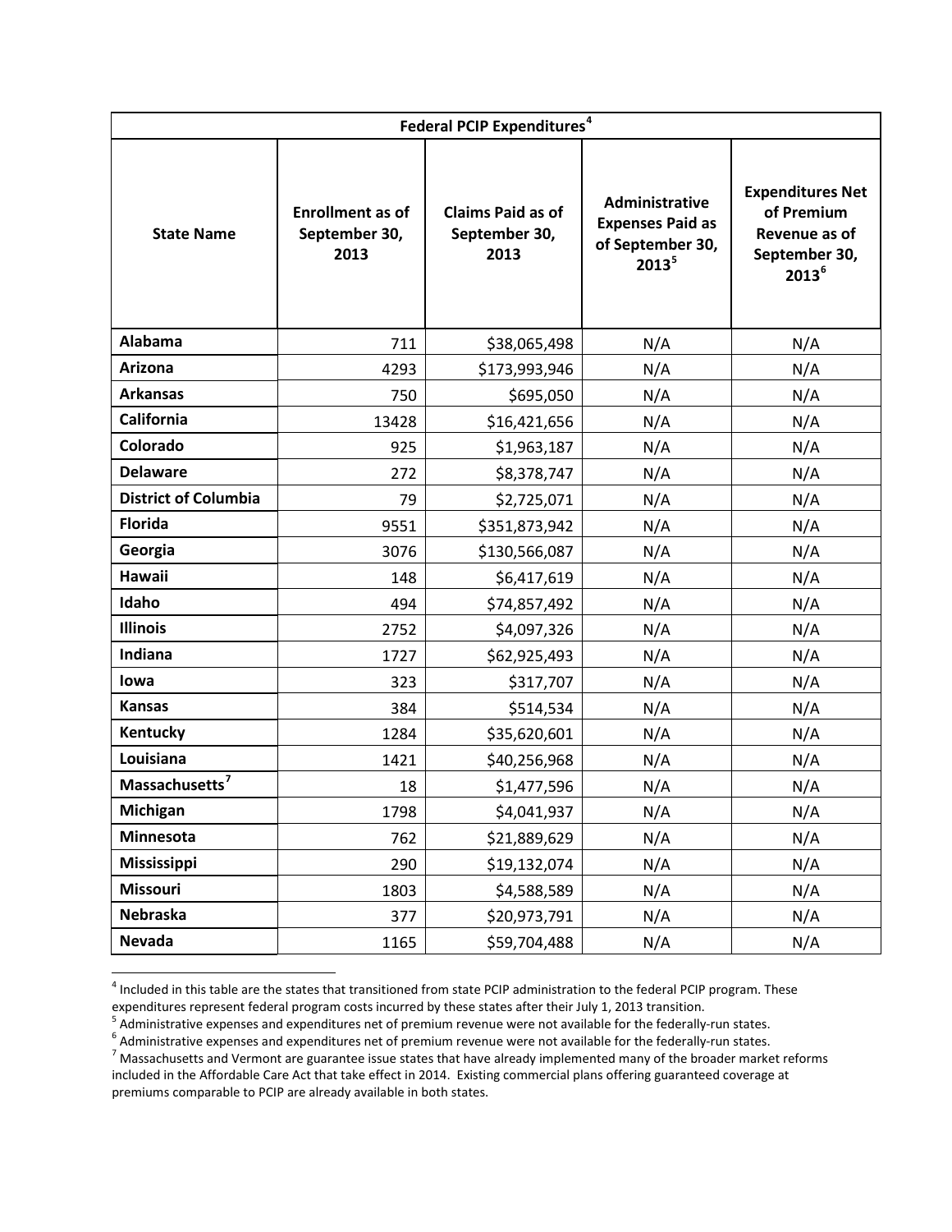| Federal PCIP Expenditures[4] | | | | |
|---|---|---|---|---|
| **State Name** | **Enrollment as of September 30, 2013** | **Claims Paid as of September 30, 2013** | **Administrative Expenses Paid as of September 30, 2013[5]** | **Expenditures Net of Premium Revenue as of September 30, 2013[6]** |
| **Alabama** | 711 | $38,065,498 | N/A | N/A |
| **Arizona** | 4293 | $173,993,946 | N/A | N/A |
| **Arkansas** | 750 | $695,050 | N/A | N/A |
| **California** | 13428 | $16,421,656 | N/A | N/A |
| **Colorado** | 925 | $1,963,187 | N/A | N/A |
| **Delaware** | 272 | $8,378,747 | N/A | N/A |
| **District of Columbia** | 79 | $2,725,071 | N/A | N/A |
| **Florida** | 9551 | $351,873,942 | N/A | N/A |
| **Georgia** | 3076 | $130,566,087 | N/A | N/A |
| **Hawaii** | 148 | $6,417,619 | N/A | N/A |
| **Idaho** | 494 | $74,857,492 | N/A | N/A |
| **Illinois** | 2752 | $4,097,326 | N/A | N/A |
| **Indiana** | 1727 | $62,925,493 | N/A | N/A |
| **Iowa** | 323 | $317,707 | N/A | N/A |
| **Kansas** | 384 | $514,534 | N/A | N/A |
| **Kentucky** | 1284 | $35,620,601 | N/A | N/A |
| **Louisiana** | 1421 | $40,256,968 | N/A | N/A |
| **Massachusetts[7]** | 18 | $1,477,596 | N/A | N/A |
| **Michigan** | 1798 | $4,041,937 | N/A | N/A |
| **Minnesota** | 762 | $21,889,629 | N/A | N/A |
| **Mississippi** | 290 | $19,132,074 | N/A | N/A |
| **Missouri** | 1803 | $4,588,589 | N/A | N/A |
| **Nebraska** | 377 | $20,973,791 | N/A | N/A |
| **Nevada** | 1165 | $59,704,488 | N/A | N/A |

[4] Included in this table are the states that transitioned from state PCIP administration to the federal PCIP program. These expenditures represent federal program costs incurred by these states after their July 1, 2013 transition.

[5] Administrative expenses and expenditures net of premium revenue were not available for the federally-run states.

[6] Administrative expenses and expenditures net of premium revenue were not available for the federally-run states.

[7] Massachusetts and Vermont are guarantee issue states that have already implemented many of the broader market reforms included in the Affordable Care Act that take effect in 2014. Existing commercial plans offering guaranteed coverage at premiums comparable to PCIP are already available in both states.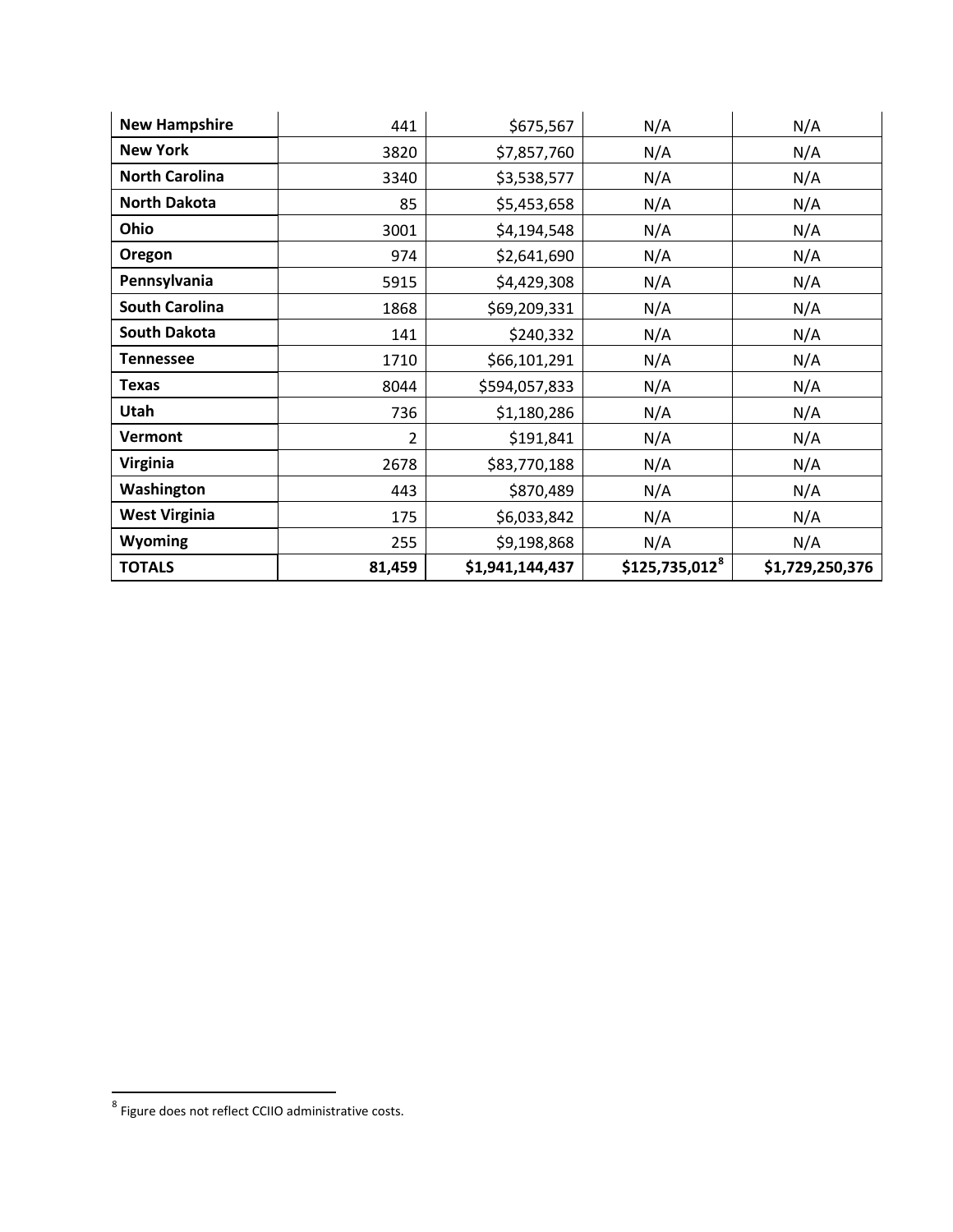| | | | | |
|---|---|---|---|---|
| **New Hampshire** | 441 | $675,567 | N/A | N/A |
| **New York** | 3820 | $7,857,760 | N/A | N/A |
| **North Carolina** | 3340 | $3,538,577 | N/A | N/A |
| **North Dakota** | 85 | $5,453,658 | N/A | N/A |
| **Ohio** | 3001 | $4,194,548 | N/A | N/A |
| **Oregon** | 974 | $2,641,690 | N/A | N/A |
| **Pennsylvania** | 5915 | $4,429,308 | N/A | N/A |
| **South Carolina** | 1868 | $69,209,331 | N/A | N/A |
| **South Dakota** | 141 | $240,332 | N/A | N/A |
| **Tennessee** | 1710 | $66,101,291 | N/A | N/A |
| **Texas** | 8044 | $594,057,833 | N/A | N/A |
| **Utah** | 736 | $1,180,286 | N/A | N/A |
| **Vermont** | 2 | $191,841 | N/A | N/A |
| **Virginia** | 2678 | $83,770,188 | N/A | N/A |
| **Washington** | 443 | $870,489 | N/A | N/A |
| **West Virginia** | 175 | $6,033,842 | N/A | N/A |
| **Wyoming** | 255 | $9,198,868 | N/A | N/A |
| **TOTALS** | **81,459** | **$1,941,144,437** | **$125,735,012**[8] | **$1,729,250,376** |

[8] Figure does not reflect CCIIO administrative costs.